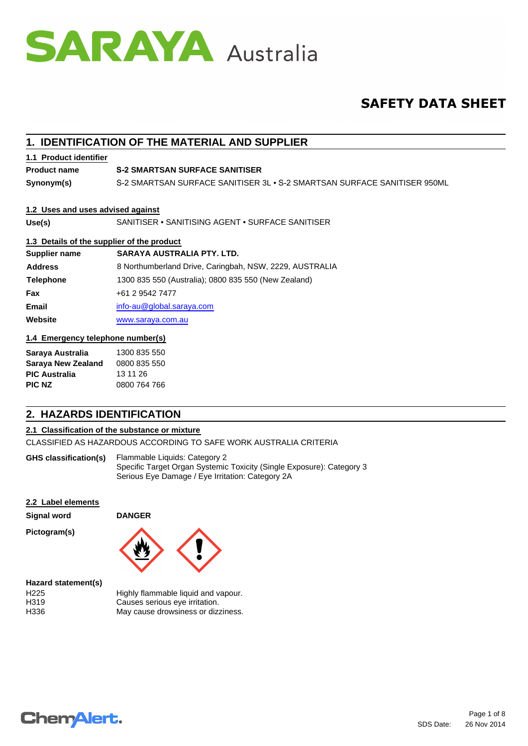SARAYA Australia

# SAFETY DATA SHEET

## 1. IDENTIFICATION OF THE MATERIAL AND SUPPLIER

### 1.1 Product identifier

| | |
|---|---|
| **Product name** | **S-2 SMARTSAN SURFACE SANITISER** |
| **Synonym(s)** | S-2 SMARTSAN SURFACE SANITISER 3L • S-2 SMARTSAN SURFACE SANITISER 950ML |

### 1.2 Uses and uses advised against

| | |
|---|---|
| **Use(s)** | SANITISER • SANITISING AGENT • SURFACE SANITISER |

### 1.3 Details of the supplier of the product

| | |
|---|---|
| **Supplier name** | **SARAYA AUSTRALIA PTY. LTD.** |
| **Address** | 8 Northumberland Drive, Caringbah, NSW, 2229, AUSTRALIA |
| **Telephone** | 1300 835 550 (Australia); 0800 835 550 (New Zealand) |
| **Fax** | +61 2 9542 7477 |
| **Email** | info-au@global.saraya.com |
| **Website** | www.saraya.com.au |

### 1.4 Emergency telephone number(s)

| | |
|---|---|
| **Saraya Australia** | 1300 835 550 |
| **Saraya New Zealand** | 0800 835 550 |
| **PIC Australia** | 13 11 26 |
| **PIC NZ** | 0800 764 766 |

## 2. HAZARDS IDENTIFICATION

### 2.1 Classification of the substance or mixture

CLASSIFIED AS HAZARDOUS ACCORDING TO SAFE WORK AUSTRALIA CRITERIA

**GHS classification(s)**
Flammable Liquids: Category 2
Specific Target Organ Systemic Toxicity (Single Exposure): Category 3
Serious Eye Damage / Eye Irritation: Category 2A

### 2.2 Label elements

**Signal word** **DANGER**

**Pictogram(s)**

**Hazard statement(s)**

| | |
|---|---|
| H225 | Highly flammable liquid and vapour. |
| H319 | Causes serious eye irritation. |
| H336 | May cause drowsiness or dizziness. |

SDS Date: 26 Nov 2014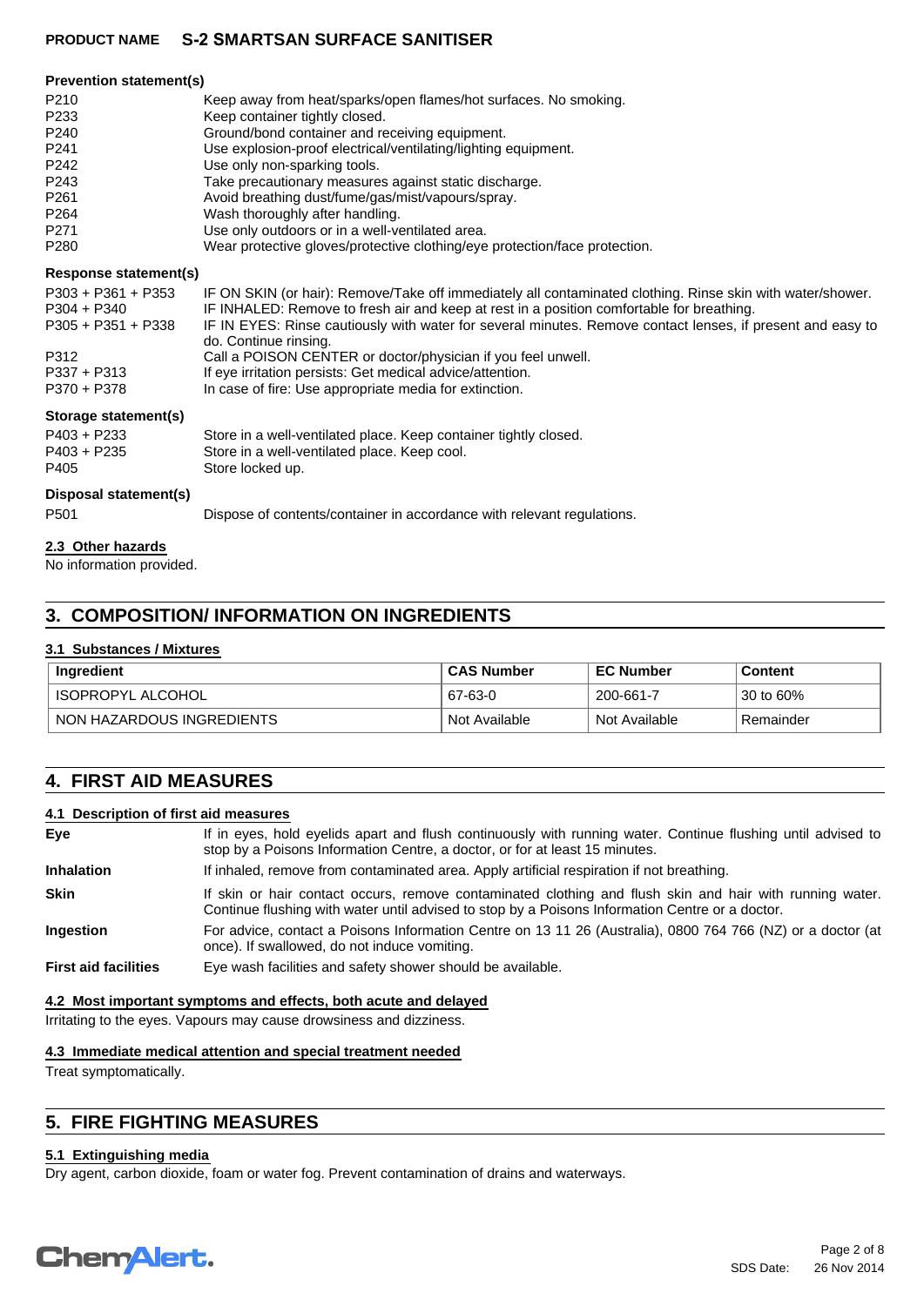#### Prevention statement(s)

| | |
|---|---|
| P210 | Keep away from heat/sparks/open flames/hot surfaces. No smoking. |
| P233 | Keep container tightly closed. |
| P240 | Ground/bond container and receiving equipment. |
| P241 | Use explosion-proof electrical/ventilating/lighting equipment. |
| P242 | Use only non-sparking tools. |
| P243 | Take precautionary measures against static discharge. |
| P261 | Avoid breathing dust/fume/gas/mist/vapours/spray. |
| P264 | Wash thoroughly after handling. |
| P271 | Use only outdoors or in a well-ventilated area. |
| P280 | Wear protective gloves/protective clothing/eye protection/face protection. |

#### Response statement(s)

| | |
|---|---|
| P303 + P361 + P353 | IF ON SKIN (or hair): Remove/Take off immediately all contaminated clothing. Rinse skin with water/shower. |
| P304 + P340 | IF INHALED: Remove to fresh air and keep at rest in a position comfortable for breathing. |
| P305 + P351 + P338 | IF IN EYES: Rinse cautiously with water for several minutes. Remove contact lenses, if present and easy to do. Continue rinsing. |
| P312 | Call a POISON CENTER or doctor/physician if you feel unwell. |
| P337 + P313 | If eye irritation persists: Get medical advice/attention. |
| P370 + P378 | In case of fire: Use appropriate media for extinction. |

#### Storage statement(s)

| | |
|---|---|
| P403 + P233 | Store in a well-ventilated place. Keep container tightly closed. |
| P403 + P235 | Store in a well-ventilated place. Keep cool. |
| P405 | Store locked up. |

#### Disposal statement(s)

| | |
|---|---|
| P501 | Dispose of contents/container in accordance with relevant regulations. |

### 2.3 Other hazards

No information provided.

## 3. COMPOSITION/ INFORMATION ON INGREDIENTS

### 3.1 Substances / Mixtures

| Ingredient | CAS Number | EC Number | Content |
|---|---|---|---|
| ISOPROPYL ALCOHOL | 67-63-0 | 200-661-7 | 30 to 60% |
| NON HAZARDOUS INGREDIENTS | Not Available | Not Available | Remainder |

## 4. FIRST AID MEASURES

### 4.1 Description of first aid measures

**Eye** If in eyes, hold eyelids apart and flush continuously with running water. Continue flushing until advised to stop by a Poisons Information Centre, a doctor, or for at least 15 minutes.

**Inhalation** If inhaled, remove from contaminated area. Apply artificial respiration if not breathing.

**Skin** If skin or hair contact occurs, remove contaminated clothing and flush skin and hair with running water. Continue flushing with water until advised to stop by a Poisons Information Centre or a doctor.

**Ingestion** For advice, contact a Poisons Information Centre on 13 11 26 (Australia), 0800 764 766 (NZ) or a doctor (at once). If swallowed, do not induce vomiting.

**First aid facilities** Eye wash facilities and safety shower should be available.

### 4.2 Most important symptoms and effects, both acute and delayed

Irritating to the eyes. Vapours may cause drowsiness and dizziness.

### 4.3 Immediate medical attention and special treatment needed

Treat symptomatically.

## 5. FIRE FIGHTING MEASURES

### 5.1 Extinguishing media

Dry agent, carbon dioxide, foam or water fog. Prevent contamination of drains and waterways.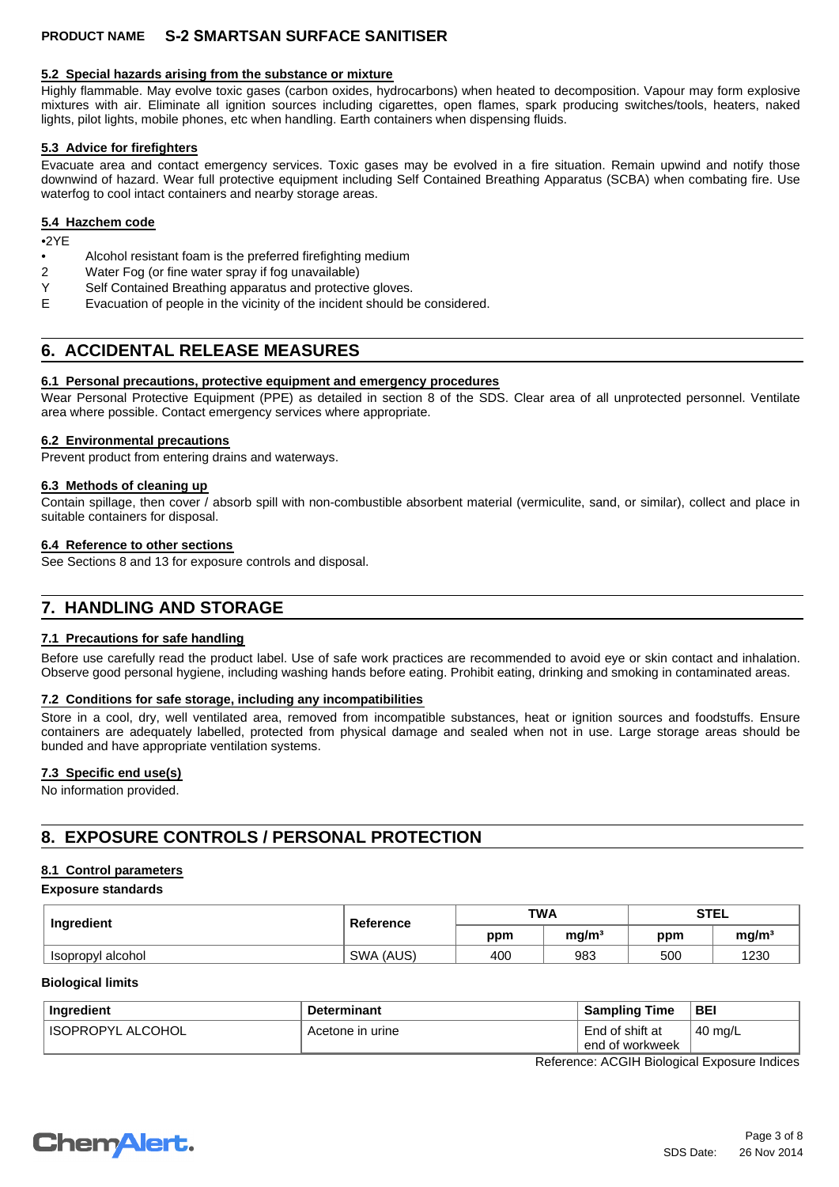### 5.2 Special hazards arising from the substance or mixture

Highly flammable. May evolve toxic gases (carbon oxides, hydrocarbons) when heated to decomposition. Vapour may form explosive mixtures with air. Eliminate all ignition sources including cigarettes, open flames, spark producing switches/tools, heaters, naked lights, pilot lights, mobile phones, etc when handling. Earth containers when dispensing fluids.

### 5.3 Advice for firefighters

Evacuate area and contact emergency services. Toxic gases may be evolved in a fire situation. Remain upwind and notify those downwind of hazard. Wear full protective equipment including Self Contained Breathing Apparatus (SCBA) when combating fire. Use waterfog to cool intact containers and nearby storage areas.

### 5.4 Hazchem code

•2YE

- • Alcohol resistant foam is the preferred firefighting medium
- 2 Water Fog (or fine water spray if fog unavailable)
- Y Self Contained Breathing apparatus and protective gloves.
- E Evacuation of people in the vicinity of the incident should be considered.

## 6. ACCIDENTAL RELEASE MEASURES

### 6.1 Personal precautions, protective equipment and emergency procedures

Wear Personal Protective Equipment (PPE) as detailed in section 8 of the SDS. Clear area of all unprotected personnel. Ventilate area where possible. Contact emergency services where appropriate.

### 6.2 Environmental precautions

Prevent product from entering drains and waterways.

### 6.3 Methods of cleaning up

Contain spillage, then cover / absorb spill with non-combustible absorbent material (vermiculite, sand, or similar), collect and place in suitable containers for disposal.

### 6.4 Reference to other sections

See Sections 8 and 13 for exposure controls and disposal.

## 7. HANDLING AND STORAGE

### 7.1 Precautions for safe handling

Before use carefully read the product label. Use of safe work practices are recommended to avoid eye or skin contact and inhalation. Observe good personal hygiene, including washing hands before eating. Prohibit eating, drinking and smoking in contaminated areas.

### 7.2 Conditions for safe storage, including any incompatibilities

Store in a cool, dry, well ventilated area, removed from incompatible substances, heat or ignition sources and foodstuffs. Ensure containers are adequately labelled, protected from physical damage and sealed when not in use. Large storage areas should be bunded and have appropriate ventilation systems.

### 7.3 Specific end use(s)

No information provided.

## 8. EXPOSURE CONTROLS / PERSONAL PROTECTION

### 8.1 Control parameters

**Exposure standards**

| Ingredient | Reference | TWA | | STEL | |
|---|---|---|---|---|---|
| | | ppm | mg/m³ | ppm | mg/m³ |
| Isopropyl alcohol | SWA (AUS) | 400 | 983 | 500 | 1230 |

**Biological limits**

| Ingredient | Determinant | Sampling Time | BEI |
|---|---|---|---|
| ISOPROPYL ALCOHOL | Acetone in urine | End of shift at end of workweek | 40 mg/L |

Reference: ACGIH Biological Exposure Indices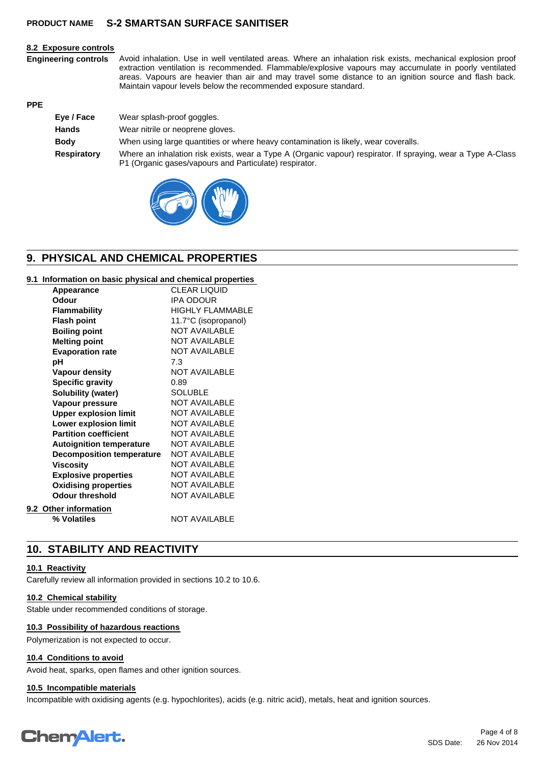### 8.2 Exposure controls

**Engineering controls** Avoid inhalation. Use in well ventilated areas. Where an inhalation risk exists, mechanical explosion proof extraction ventilation is recommended. Flammable/explosive vapours may accumulate in poorly ventilated areas. Vapours are heavier than air and may travel some distance to an ignition source and flash back. Maintain vapour levels below the recommended exposure standard.

**PPE**

| | |
|---|---|
| **Eye / Face** | Wear splash-proof goggles. |
| **Hands** | Wear nitrile or neoprene gloves. |
| **Body** | When using large quantities or where heavy contamination is likely, wear coveralls. |
| **Respiratory** | Where an inhalation risk exists, wear a Type A (Organic vapour) respirator. If spraying, wear a Type A-Class P1 (Organic gases/vapours and Particulate) respirator. |

## 9. PHYSICAL AND CHEMICAL PROPERTIES

### 9.1 Information on basic physical and chemical properties

| | |
|---|---|
| **Appearance** | CLEAR LIQUID |
| **Odour** | IPA ODOUR |
| **Flammability** | HIGHLY FLAMMABLE |
| **Flash point** | 11.7°C (isopropanol) |
| **Boiling point** | NOT AVAILABLE |
| **Melting point** | NOT AVAILABLE |
| **Evaporation rate** | NOT AVAILABLE |
| **pH** | 7.3 |
| **Vapour density** | NOT AVAILABLE |
| **Specific gravity** | 0.89 |
| **Solubility (water)** | SOLUBLE |
| **Vapour pressure** | NOT AVAILABLE |
| **Upper explosion limit** | NOT AVAILABLE |
| **Lower explosion limit** | NOT AVAILABLE |
| **Partition coefficient** | NOT AVAILABLE |
| **Autoignition temperature** | NOT AVAILABLE |
| **Decomposition temperature** | NOT AVAILABLE |
| **Viscosity** | NOT AVAILABLE |
| **Explosive properties** | NOT AVAILABLE |
| **Oxidising properties** | NOT AVAILABLE |
| **Odour threshold** | NOT AVAILABLE |

### 9.2 Other information

| | |
|---|---|
| **% Volatiles** | NOT AVAILABLE |

## 10. STABILITY AND REACTIVITY

### 10.1 Reactivity

Carefully review all information provided in sections 10.2 to 10.6.

### 10.2 Chemical stability

Stable under recommended conditions of storage.

### 10.3 Possibility of hazardous reactions

Polymerization is not expected to occur.

### 10.4 Conditions to avoid

Avoid heat, sparks, open flames and other ignition sources.

### 10.5 Incompatible materials

Incompatible with oxidising agents (e.g. hypochlorites), acids (e.g. nitric acid), metals, heat and ignition sources.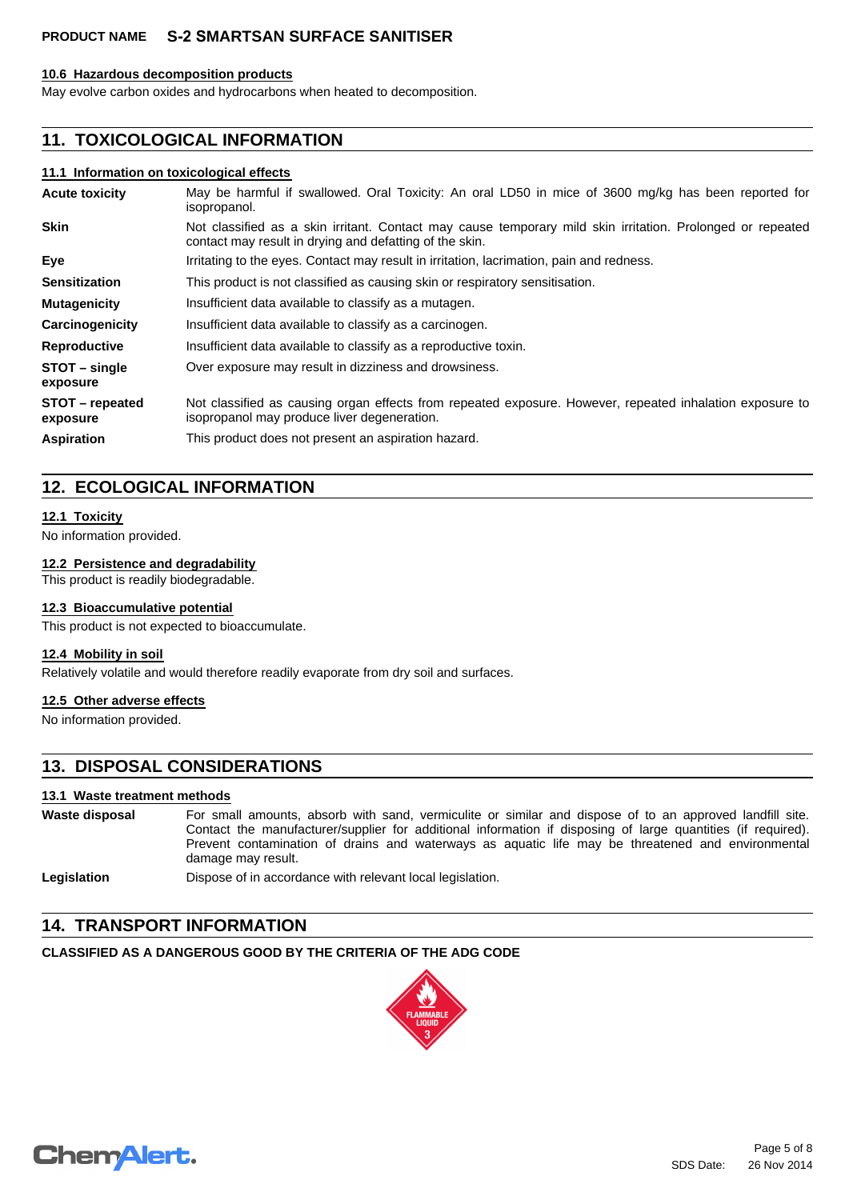#### 10.6 Hazardous decomposition products

May evolve carbon oxides and hydrocarbons when heated to decomposition.

## 11. TOXICOLOGICAL INFORMATION

#### 11.1 Information on toxicological effects

| | |
|---|---|
| **Acute toxicity** | May be harmful if swallowed. Oral Toxicity: An oral LD50 in mice of 3600 mg/kg has been reported for isopropanol. |
| **Skin** | Not classified as a skin irritant. Contact may cause temporary mild skin irritation. Prolonged or repeated contact may result in drying and defatting of the skin. |
| **Eye** | Irritating to the eyes. Contact may result in irritation, lacrimation, pain and redness. |
| **Sensitization** | This product is not classified as causing skin or respiratory sensitisation. |
| **Mutagenicity** | Insufficient data available to classify as a mutagen. |
| **Carcinogenicity** | Insufficient data available to classify as a carcinogen. |
| **Reproductive** | Insufficient data available to classify as a reproductive toxin. |
| **STOT – single exposure** | Over exposure may result in dizziness and drowsiness. |
| **STOT – repeated exposure** | Not classified as causing organ effects from repeated exposure. However, repeated inhalation exposure to isopropanol may produce liver degeneration. |
| **Aspiration** | This product does not present an aspiration hazard. |

## 12. ECOLOGICAL INFORMATION

#### 12.1 Toxicity

No information provided.

#### 12.2 Persistence and degradability

This product is readily biodegradable.

#### 12.3 Bioaccumulative potential

This product is not expected to bioaccumulate.

#### 12.4 Mobility in soil

Relatively volatile and would therefore readily evaporate from dry soil and surfaces.

#### 12.5 Other adverse effects

No information provided.

## 13. DISPOSAL CONSIDERATIONS

#### 13.1 Waste treatment methods

| | |
|---|---|
| **Waste disposal** | For small amounts, absorb with sand, vermiculite or similar and dispose of to an approved landfill site. Contact the manufacturer/supplier for additional information if disposing of large quantities (if required). Prevent contamination of drains and waterways as aquatic life may be threatened and environmental damage may result. |
| **Legislation** | Dispose of in accordance with relevant local legislation. |

## 14. TRANSPORT INFORMATION

**CLASSIFIED AS A DANGEROUS GOOD BY THE CRITERIA OF THE ADG CODE**

FLAMMABLE LIQUID 3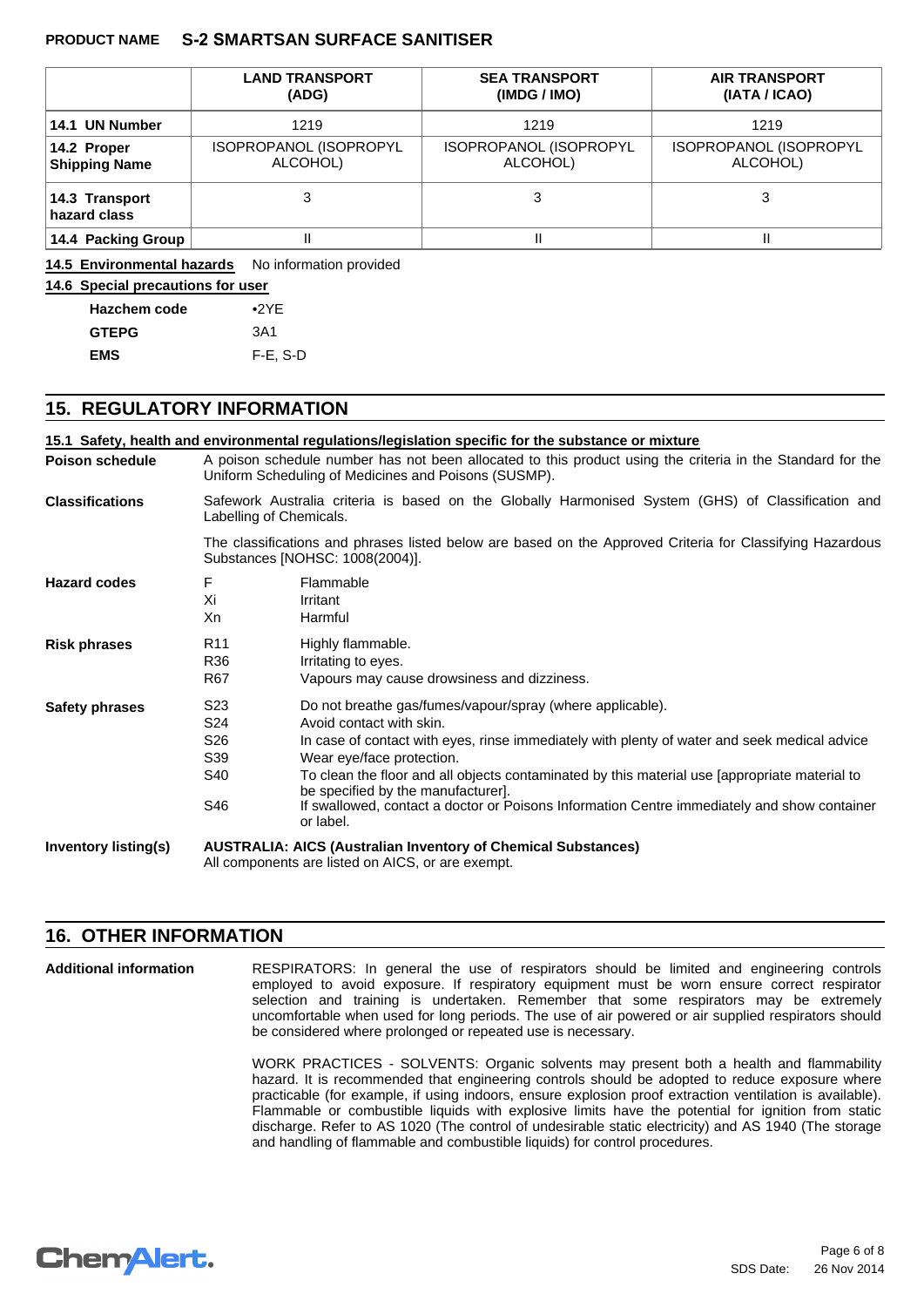| | LAND TRANSPORT (ADG) | SEA TRANSPORT (IMDG / IMO) | AIR TRANSPORT (IATA / ICAO) |
|---|---|---|---|
| **14.1 UN Number** | 1219 | 1219 | 1219 |
| **14.2 Proper Shipping Name** | ISOPROPANOL (ISOPROPYL ALCOHOL) | ISOPROPANOL (ISOPROPYL ALCOHOL) | ISOPROPANOL (ISOPROPYL ALCOHOL) |
| **14.3 Transport hazard class** | 3 | 3 | 3 |
| **14.4 Packing Group** | II | II | II |

**14.5 Environmental hazards** No information provided

**14.6 Special precautions for user**

| | |
|---|---|
| **Hazchem code** | •2YE |
| **GTEPG** | 3A1 |
| **EMS** | F-E, S-D |

## 15. REGULATORY INFORMATION

**15.1 Safety, health and environmental regulations/legislation specific for the substance or mixture**

**Poison schedule**
A poison schedule number has not been allocated to this product using the criteria in the Standard for the Uniform Scheduling of Medicines and Poisons (SUSMP).

**Classifications**
Safework Australia criteria is based on the Globally Harmonised System (GHS) of Classification and Labelling of Chemicals.

The classifications and phrases listed below are based on the Approved Criteria for Classifying Hazardous Substances [NOHSC: 1008(2004)].

**Hazard codes**

| | |
|---|---|
| F | Flammable |
| Xi | Irritant |
| Xn | Harmful |

**Risk phrases**

| | |
|---|---|
| R11 | Highly flammable. |
| R36 | Irritating to eyes. |
| R67 | Vapours may cause drowsiness and dizziness. |

**Safety phrases**

| | |
|---|---|
| S23 | Do not breathe gas/fumes/vapour/spray (where applicable). |
| S24 | Avoid contact with skin. |
| S26 | In case of contact with eyes, rinse immediately with plenty of water and seek medical advice |
| S39 | Wear eye/face protection. |
| S40 | To clean the floor and all objects contaminated by this material use [appropriate material to be specified by the manufacturer]. |
| S46 | If swallowed, contact a doctor or Poisons Information Centre immediately and show container or label. |

**Inventory listing(s)**
**AUSTRALIA: AICS (Australian Inventory of Chemical Substances)**
All components are listed on AICS, or are exempt.

## 16. OTHER INFORMATION

**Additional information**

RESPIRATORS: In general the use of respirators should be limited and engineering controls employed to avoid exposure. If respiratory equipment must be worn ensure correct respirator selection and training is undertaken. Remember that some respirators may be extremely uncomfortable when used for long periods. The use of air powered or air supplied respirators should be considered where prolonged or repeated use is necessary.

WORK PRACTICES - SOLVENTS: Organic solvents may present both a health and flammability hazard. It is recommended that engineering controls should be adopted to reduce exposure where practicable (for example, if using indoors, ensure explosion proof extraction ventilation is available). Flammable or combustible liquids with explosive limits have the potential for ignition from static discharge. Refer to AS 1020 (The control of undesirable static electricity) and AS 1940 (The storage and handling of flammable and combustible liquids) for control procedures.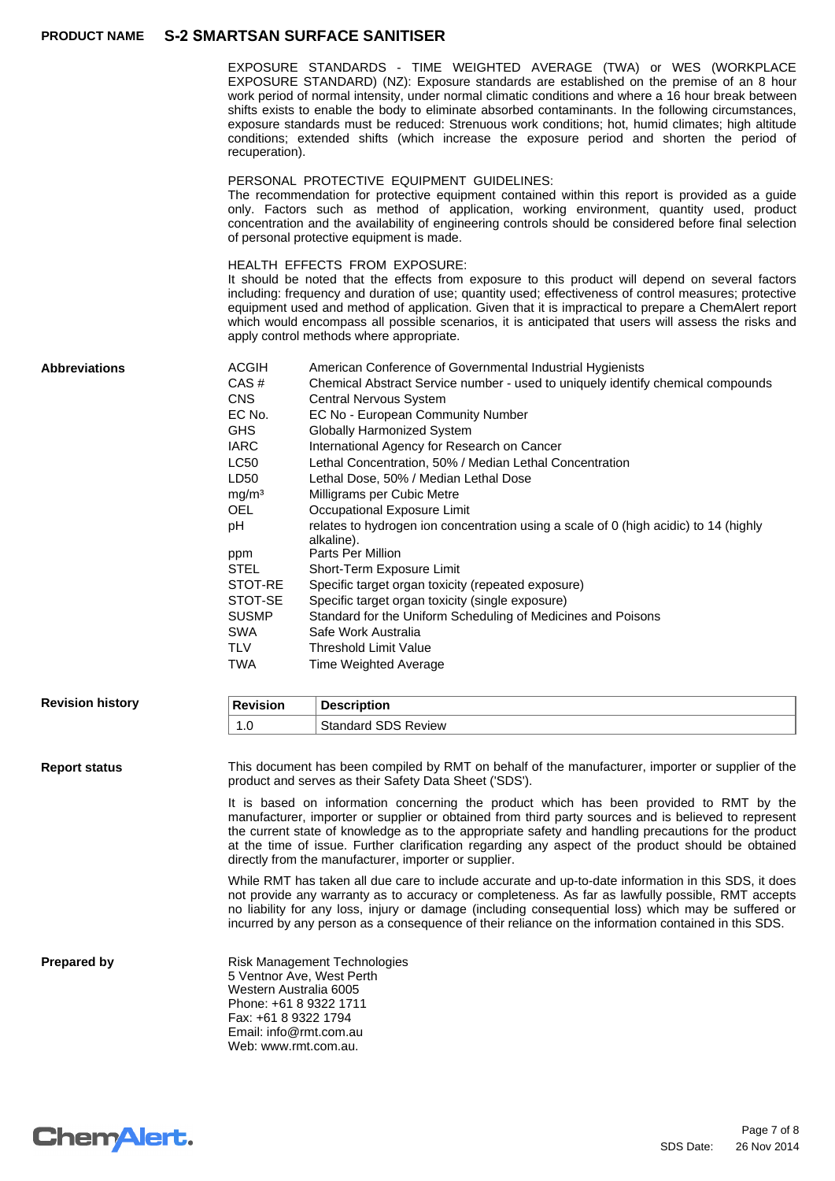EXPOSURE STANDARDS - TIME WEIGHTED AVERAGE (TWA) or WES (WORKPLACE EXPOSURE STANDARD) (NZ): Exposure standards are established on the premise of an 8 hour work period of normal intensity, under normal climatic conditions and where a 16 hour break between shifts exists to enable the body to eliminate absorbed contaminants. In the following circumstances, exposure standards must be reduced: Strenuous work conditions; hot, humid climates; high altitude conditions; extended shifts (which increase the exposure period and shorten the period of recuperation).

PERSONAL PROTECTIVE EQUIPMENT GUIDELINES:
The recommendation for protective equipment contained within this report is provided as a guide only. Factors such as method of application, working environment, quantity used, product concentration and the availability of engineering controls should be considered before final selection of personal protective equipment is made.

HEALTH EFFECTS FROM EXPOSURE:
It should be noted that the effects from exposure to this product will depend on several factors including: frequency and duration of use; quantity used; effectiveness of control measures; protective equipment used and method of application. Given that it is impractical to prepare a ChemAlert report which would encompass all possible scenarios, it is anticipated that users will assess the risks and apply control methods where appropriate.

**Abbreviations**

| | |
|---|---|
| ACGIH | American Conference of Governmental Industrial Hygienists |
| CAS # | Chemical Abstract Service number - used to uniquely identify chemical compounds |
| CNS | Central Nervous System |
| EC No. | EC No - European Community Number |
| GHS | Globally Harmonized System |
| IARC | International Agency for Research on Cancer |
| LC50 | Lethal Concentration, 50% / Median Lethal Concentration |
| LD50 | Lethal Dose, 50% / Median Lethal Dose |
| mg/m³ | Milligrams per Cubic Metre |
| OEL | Occupational Exposure Limit |
| pH | relates to hydrogen ion concentration using a scale of 0 (high acidic) to 14 (highly alkaline). |
| ppm | Parts Per Million |
| STEL | Short-Term Exposure Limit |
| STOT-RE | Specific target organ toxicity (repeated exposure) |
| STOT-SE | Specific target organ toxicity (single exposure) |
| SUSMP | Standard for the Uniform Scheduling of Medicines and Poisons |
| SWA | Safe Work Australia |
| TLV | Threshold Limit Value |
| TWA | Time Weighted Average |

**Revision history**

| Revision | Description |
|---|---|
| 1.0 | Standard SDS Review |

**Report status**

This document has been compiled by RMT on behalf of the manufacturer, importer or supplier of the product and serves as their Safety Data Sheet ('SDS').

It is based on information concerning the product which has been provided to RMT by the manufacturer, importer or supplier or obtained from third party sources and is believed to represent the current state of knowledge as to the appropriate safety and handling precautions for the product at the time of issue. Further clarification regarding any aspect of the product should be obtained directly from the manufacturer, importer or supplier.

While RMT has taken all due care to include accurate and up-to-date information in this SDS, it does not provide any warranty as to accuracy or completeness. As far as lawfully possible, RMT accepts no liability for any loss, injury or damage (including consequential loss) which may be suffered or incurred by any person as a consequence of their reliance on the information contained in this SDS.

**Prepared by**

Risk Management Technologies
5 Ventnor Ave, West Perth
Western Australia 6005
Phone: +61 8 9322 1711
Fax: +61 8 9322 1794
Email: info@rmt.com.au
Web: www.rmt.com.au.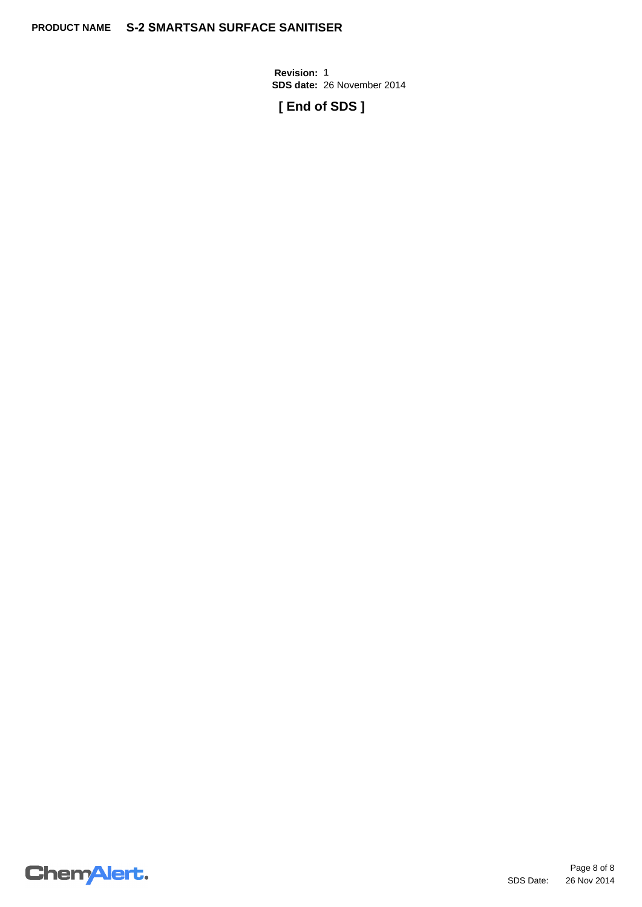**Revision:** 1
**SDS date:** 26 November 2014

**[ End of SDS ]**